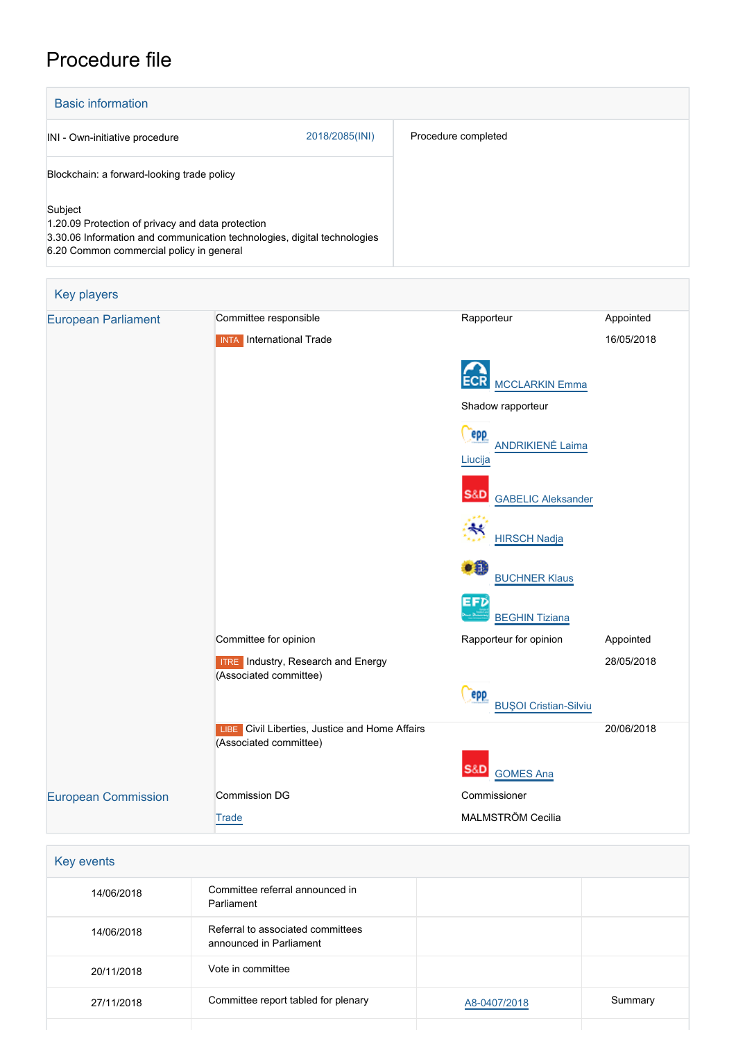# Procedure file

## Basic information

| | |
|---|---|
| INI - Own-initiative procedure 2018/2085(INI) | Procedure completed |
| Blockchain: a forward-looking trade policy | |
| Subject<br>1.20.09 Protection of privacy and data protection<br>3.30.06 Information and communication technologies, digital technologies<br>6.20 Common commercial policy in general | |

## Key players

| | | | |
|---|---|---|---|
| European Parliament | Committee responsible | Rapporteur | Appointed |
| | INTA International Trade | | 16/05/2018 |
| | | ECR MCCLARKIN Emma | |
| | | Shadow rapporteur | |
| | | EPP ANDRIKIENĖ Laima Liucija | |
| | | S&D GABELIC Aleksander | |
| | | HIRSCH Nadja | |
| | | BUCHNER Klaus | |
| | | EFD BEGHIN Tiziana | |
| | Committee for opinion | Rapporteur for opinion | Appointed |
| | ITRE Industry, Research and Energy (Associated committee) | | 28/05/2018 |
| | | EPP BUŞOI Cristian-Silviu | |
| | LIBE Civil Liberties, Justice and Home Affairs (Associated committee) | | 20/06/2018 |
| | | S&D GOMES Ana | |
| European Commission | Commission DG | Commissioner | |
| | Trade | MALMSTRÖM Cecilia | |

## Key events

| | | | |
|---|---|---|---|
| 14/06/2018 | Committee referral announced in Parliament | | |
| 14/06/2018 | Referral to associated committees announced in Parliament | | |
| 20/11/2018 | Vote in committee | | |
| 27/11/2018 | Committee report tabled for plenary | A8-0407/2018 | Summary |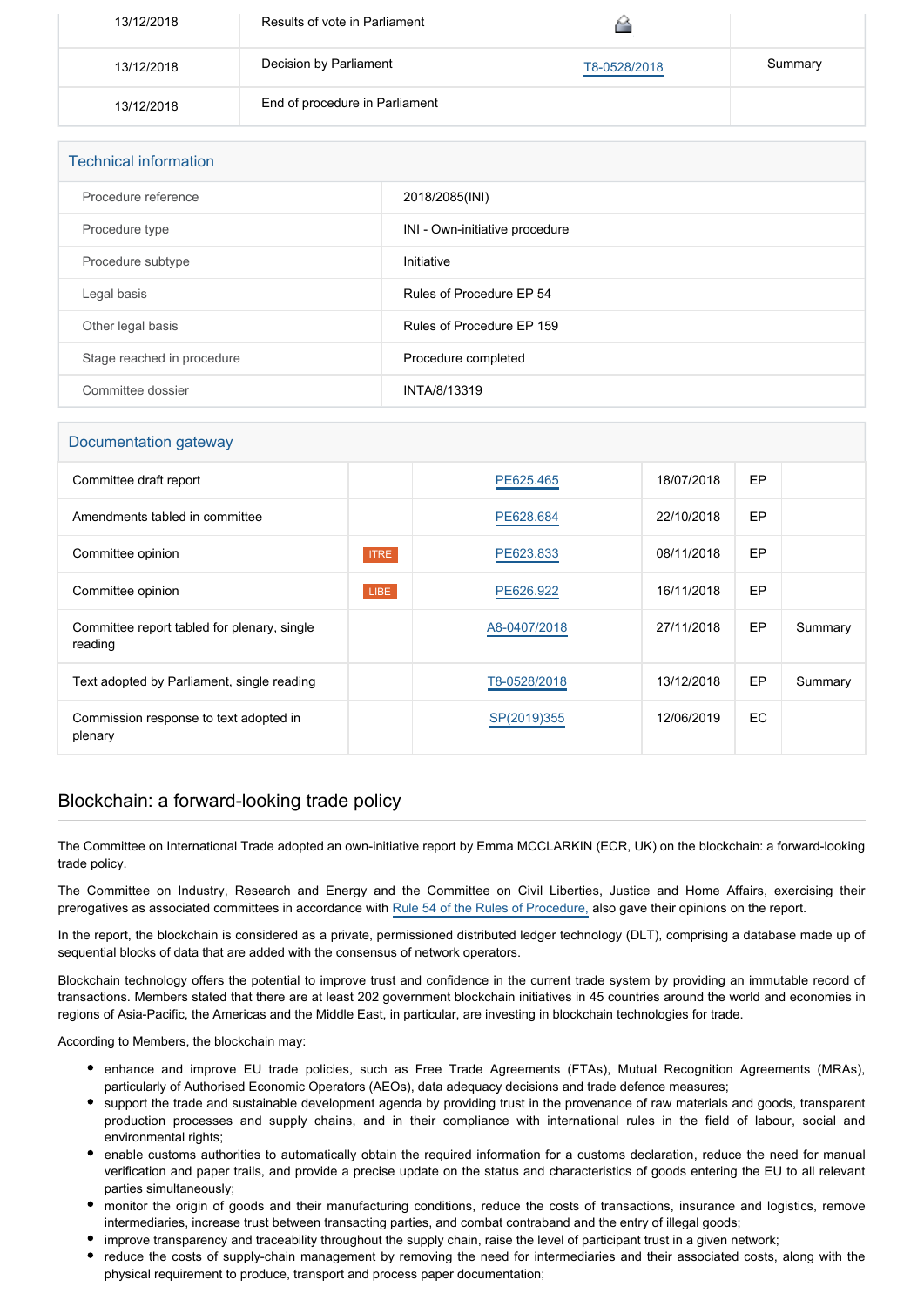| | | | |
|---|---|---|---|
| 13/12/2018 | Results of vote in Parliament | | |
| 13/12/2018 | Decision by Parliament | T8-0528/2018 | Summary |
| 13/12/2018 | End of procedure in Parliament | | |

## Technical information

| | |
|---|---|
| Procedure reference | 2018/2085(INI) |
| Procedure type | INI - Own-initiative procedure |
| Procedure subtype | Initiative |
| Legal basis | Rules of Procedure EP 54 |
| Other legal basis | Rules of Procedure EP 159 |
| Stage reached in procedure | Procedure completed |
| Committee dossier | INTA/8/13319 |

## Documentation gateway

| | | | | | |
|---|---|---|---|---|---|
| Committee draft report | | PE625.465 | 18/07/2018 | EP | |
| Amendments tabled in committee | | PE628.684 | 22/10/2018 | EP | |
| Committee opinion | ITRE | PE623.833 | 08/11/2018 | EP | |
| Committee opinion | LIBE | PE626.922 | 16/11/2018 | EP | |
| Committee report tabled for plenary, single reading | | A8-0407/2018 | 27/11/2018 | EP | Summary |
| Text adopted by Parliament, single reading | | T8-0528/2018 | 13/12/2018 | EP | Summary |
| Commission response to text adopted in plenary | | SP(2019)355 | 12/06/2019 | EC | |

## Blockchain: a forward-looking trade policy

The Committee on International Trade adopted an own-initiative report by Emma MCCLARKIN (ECR, UK) on the blockchain: a forward-looking trade policy.

The Committee on Industry, Research and Energy and the Committee on Civil Liberties, Justice and Home Affairs, exercising their prerogatives as associated committees in accordance with Rule 54 of the Rules of Procedure, also gave their opinions on the report.

In the report, the blockchain is considered as a private, permissioned distributed ledger technology (DLT), comprising a database made up of sequential blocks of data that are added with the consensus of network operators.

Blockchain technology offers the potential to improve trust and confidence in the current trade system by providing an immutable record of transactions. Members stated that there are at least 202 government blockchain initiatives in 45 countries around the world and economies in regions of Asia-Pacific, the Americas and the Middle East, in particular, are investing in blockchain technologies for trade.

According to Members, the blockchain may:

- enhance and improve EU trade policies, such as Free Trade Agreements (FTAs), Mutual Recognition Agreements (MRAs), particularly of Authorised Economic Operators (AEOs), data adequacy decisions and trade defence measures;
- support the trade and sustainable development agenda by providing trust in the provenance of raw materials and goods, transparent production processes and supply chains, and in their compliance with international rules in the field of labour, social and environmental rights;
- enable customs authorities to automatically obtain the required information for a customs declaration, reduce the need for manual verification and paper trails, and provide a precise update on the status and characteristics of goods entering the EU to all relevant parties simultaneously;
- monitor the origin of goods and their manufacturing conditions, reduce the costs of transactions, insurance and logistics, remove intermediaries, increase trust between transacting parties, and combat contraband and the entry of illegal goods;
- improve transparency and traceability throughout the supply chain, raise the level of participant trust in a given network;
- reduce the costs of supply-chain management by removing the need for intermediaries and their associated costs, along with the physical requirement to produce, transport and process paper documentation;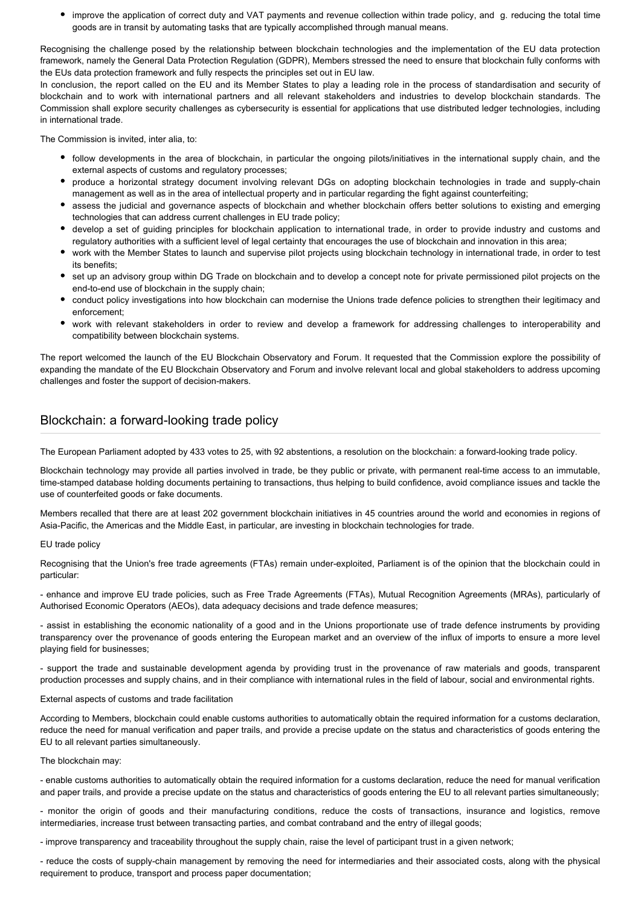- improve the application of correct duty and VAT payments and revenue collection within trade policy, and g. reducing the total time goods are in transit by automating tasks that are typically accomplished through manual means.

Recognising the challenge posed by the relationship between blockchain technologies and the implementation of the EU data protection framework, namely the General Data Protection Regulation (GDPR), Members stressed the need to ensure that blockchain fully conforms with the EUs data protection framework and fully respects the principles set out in EU law.

In conclusion, the report called on the EU and its Member States to play a leading role in the process of standardisation and security of blockchain and to work with international partners and all relevant stakeholders and industries to develop blockchain standards. The Commission shall explore security challenges as cybersecurity is essential for applications that use distributed ledger technologies, including in international trade.

The Commission is invited, inter alia, to:

- follow developments in the area of blockchain, in particular the ongoing pilots/initiatives in the international supply chain, and the external aspects of customs and regulatory processes;
- produce a horizontal strategy document involving relevant DGs on adopting blockchain technologies in trade and supply-chain management as well as in the area of intellectual property and in particular regarding the fight against counterfeiting;
- assess the judicial and governance aspects of blockchain and whether blockchain offers better solutions to existing and emerging technologies that can address current challenges in EU trade policy;
- develop a set of guiding principles for blockchain application to international trade, in order to provide industry and customs and regulatory authorities with a sufficient level of legal certainty that encourages the use of blockchain and innovation in this area;
- work with the Member States to launch and supervise pilot projects using blockchain technology in international trade, in order to test its benefits;
- set up an advisory group within DG Trade on blockchain and to develop a concept note for private permissioned pilot projects on the end-to-end use of blockchain in the supply chain;
- conduct policy investigations into how blockchain can modernise the Unions trade defence policies to strengthen their legitimacy and enforcement;
- work with relevant stakeholders in order to review and develop a framework for addressing challenges to interoperability and compatibility between blockchain systems.

The report welcomed the launch of the EU Blockchain Observatory and Forum. It requested that the Commission explore the possibility of expanding the mandate of the EU Blockchain Observatory and Forum and involve relevant local and global stakeholders to address upcoming challenges and foster the support of decision-makers.

## Blockchain: a forward-looking trade policy

The European Parliament adopted by 433 votes to 25, with 92 abstentions, a resolution on the blockchain: a forward-looking trade policy.

Blockchain technology may provide all parties involved in trade, be they public or private, with permanent real-time access to an immutable, time-stamped database holding documents pertaining to transactions, thus helping to build confidence, avoid compliance issues and tackle the use of counterfeited goods or fake documents.

Members recalled that there are at least 202 government blockchain initiatives in 45 countries around the world and economies in regions of Asia-Pacific, the Americas and the Middle East, in particular, are investing in blockchain technologies for trade.

EU trade policy

Recognising that the Union's free trade agreements (FTAs) remain under-exploited, Parliament is of the opinion that the blockchain could in particular:

- enhance and improve EU trade policies, such as Free Trade Agreements (FTAs), Mutual Recognition Agreements (MRAs), particularly of Authorised Economic Operators (AEOs), data adequacy decisions and trade defence measures;

- assist in establishing the economic nationality of a good and in the Unions proportionate use of trade defence instruments by providing transparency over the provenance of goods entering the European market and an overview of the influx of imports to ensure a more level playing field for businesses;

- support the trade and sustainable development agenda by providing trust in the provenance of raw materials and goods, transparent production processes and supply chains, and in their compliance with international rules in the field of labour, social and environmental rights.

External aspects of customs and trade facilitation

According to Members, blockchain could enable customs authorities to automatically obtain the required information for a customs declaration, reduce the need for manual verification and paper trails, and provide a precise update on the status and characteristics of goods entering the EU to all relevant parties simultaneously.

The blockchain may:

- enable customs authorities to automatically obtain the required information for a customs declaration, reduce the need for manual verification and paper trails, and provide a precise update on the status and characteristics of goods entering the EU to all relevant parties simultaneously;

- monitor the origin of goods and their manufacturing conditions, reduce the costs of transactions, insurance and logistics, remove intermediaries, increase trust between transacting parties, and combat contraband and the entry of illegal goods;

- improve transparency and traceability throughout the supply chain, raise the level of participant trust in a given network;

- reduce the costs of supply-chain management by removing the need for intermediaries and their associated costs, along with the physical requirement to produce, transport and process paper documentation;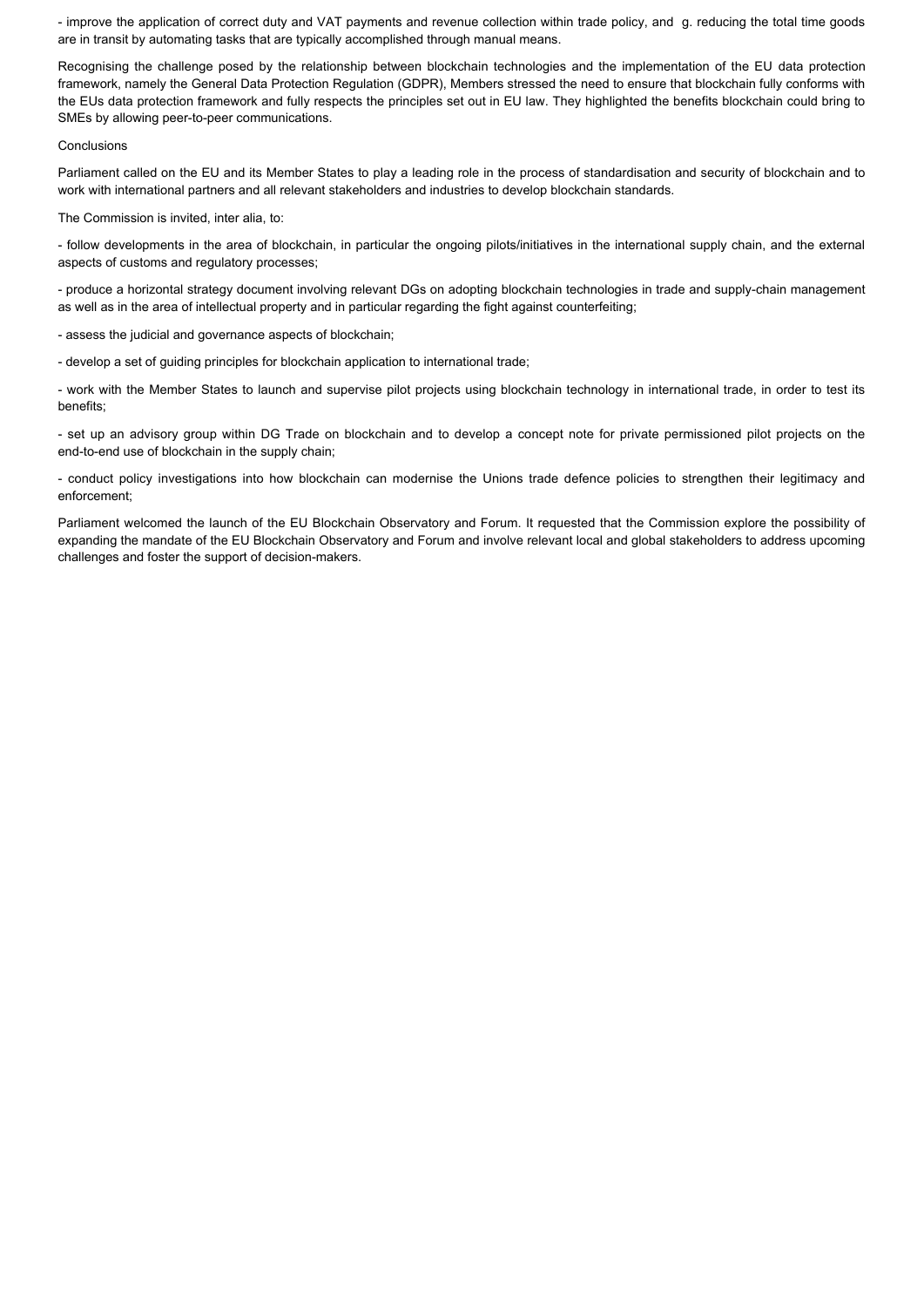- improve the application of correct duty and VAT payments and revenue collection within trade policy, and g. reducing the total time goods are in transit by automating tasks that are typically accomplished through manual means.

Recognising the challenge posed by the relationship between blockchain technologies and the implementation of the EU data protection framework, namely the General Data Protection Regulation (GDPR), Members stressed the need to ensure that blockchain fully conforms with the EUs data protection framework and fully respects the principles set out in EU law. They highlighted the benefits blockchain could bring to SMEs by allowing peer-to-peer communications.

Conclusions

Parliament called on the EU and its Member States to play a leading role in the process of standardisation and security of blockchain and to work with international partners and all relevant stakeholders and industries to develop blockchain standards.

The Commission is invited, inter alia, to:

- follow developments in the area of blockchain, in particular the ongoing pilots/initiatives in the international supply chain, and the external aspects of customs and regulatory processes;

- produce a horizontal strategy document involving relevant DGs on adopting blockchain technologies in trade and supply-chain management as well as in the area of intellectual property and in particular regarding the fight against counterfeiting;

- assess the judicial and governance aspects of blockchain;

- develop a set of guiding principles for blockchain application to international trade;

- work with the Member States to launch and supervise pilot projects using blockchain technology in international trade, in order to test its benefits;

- set up an advisory group within DG Trade on blockchain and to develop a concept note for private permissioned pilot projects on the end-to-end use of blockchain in the supply chain;

- conduct policy investigations into how blockchain can modernise the Unions trade defence policies to strengthen their legitimacy and enforcement;

Parliament welcomed the launch of the EU Blockchain Observatory and Forum. It requested that the Commission explore the possibility of expanding the mandate of the EU Blockchain Observatory and Forum and involve relevant local and global stakeholders to address upcoming challenges and foster the support of decision-makers.